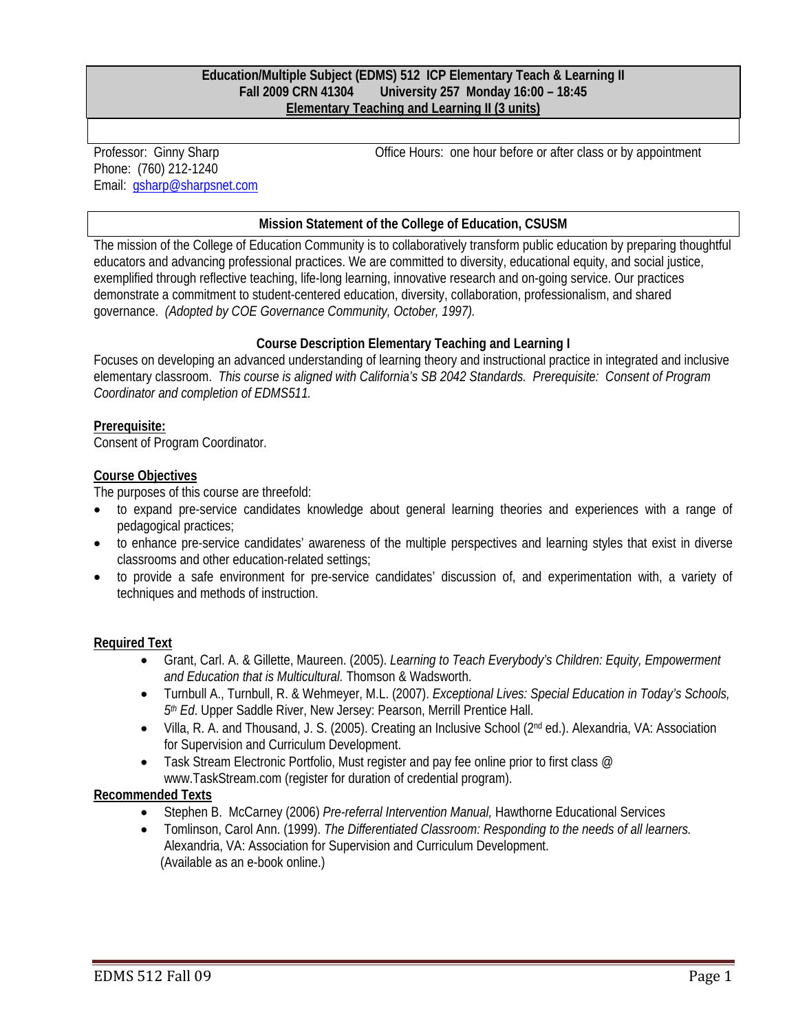**Education/Multiple Subject (EDMS) 512 ICP Elementary Teach & Learning II**
**Fall 2009 CRN 41304 University 257 Monday 16:00 – 18:45**
**Elementary Teaching and Learning II (3 units)**

Professor: Ginny Sharp
Phone: (760) 212-1240
Email: gsharp@sharpsnet.com

Office Hours: one hour before or after class or by appointment

## Mission Statement of the College of Education, CSUSM

The mission of the College of Education Community is to collaboratively transform public education by preparing thoughtful educators and advancing professional practices. We are committed to diversity, educational equity, and social justice, exemplified through reflective teaching, life-long learning, innovative research and on-going service. Our practices demonstrate a commitment to student-centered education, diversity, collaboration, professionalism, and shared governance. *(Adopted by COE Governance Community, October, 1997).*

## Course Description Elementary Teaching and Learning I

Focuses on developing an advanced understanding of learning theory and instructional practice in integrated and inclusive elementary classroom. *This course is aligned with California's SB 2042 Standards. Prerequisite: Consent of Program Coordinator and completion of EDMS511.*

**Prerequisite:**
Consent of Program Coordinator.

**Course Objectives**
The purposes of this course are threefold:

- to expand pre-service candidates knowledge about general learning theories and experiences with a range of pedagogical practices;
- to enhance pre-service candidates' awareness of the multiple perspectives and learning styles that exist in diverse classrooms and other education-related settings;
- to provide a safe environment for pre-service candidates' discussion of, and experimentation with, a variety of techniques and methods of instruction.

**Required Text**

- Grant, Carl. A. & Gillette, Maureen. (2005). *Learning to Teach Everybody's Children: Equity, Empowerment and Education that is Multicultural.* Thomson & Wadsworth.
- Turnbull A., Turnbull, R. & Wehmeyer, M.L. (2007). *Exceptional Lives: Special Education in Today's Schools, 5th Ed*. Upper Saddle River, New Jersey: Pearson, Merrill Prentice Hall.
- Villa, R. A. and Thousand, J. S. (2005). Creating an Inclusive School (2nd ed.). Alexandria, VA: Association for Supervision and Curriculum Development.
- Task Stream Electronic Portfolio, Must register and pay fee online prior to first class @ www.TaskStream.com (register for duration of credential program).

**Recommended Texts**

- Stephen B. McCarney (2006) *Pre-referral Intervention Manual,* Hawthorne Educational Services
- Tomlinson, Carol Ann. (1999). *The Differentiated Classroom: Responding to the needs of all learners.* Alexandria, VA: Association for Supervision and Curriculum Development. (Available as an e-book online.)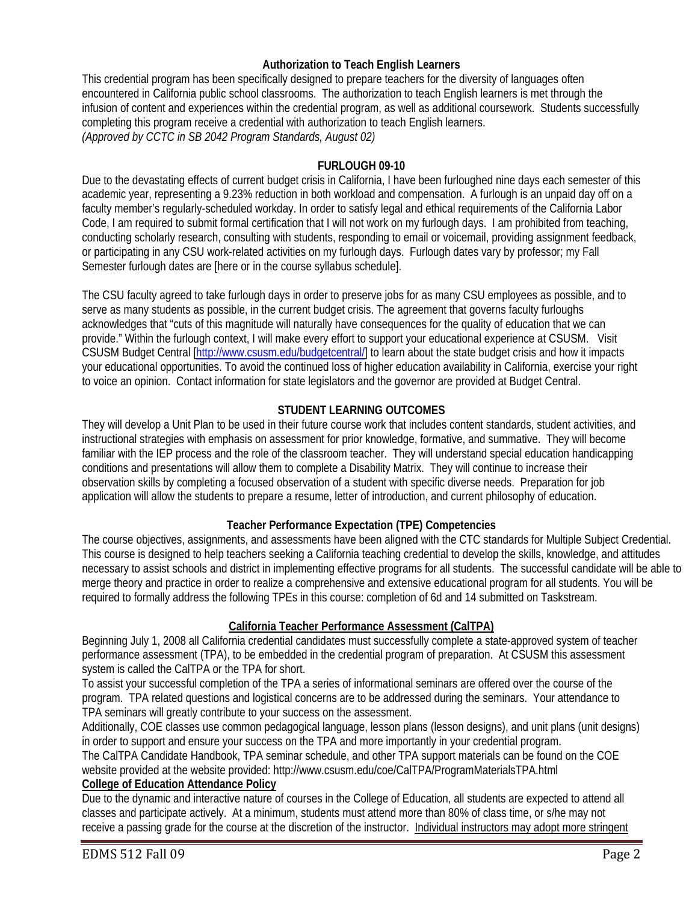## Authorization to Teach English Learners

This credential program has been specifically designed to prepare teachers for the diversity of languages often encountered in California public school classrooms. The authorization to teach English learners is met through the infusion of content and experiences within the credential program, as well as additional coursework. Students successfully completing this program receive a credential with authorization to teach English learners.
*(Approved by CCTC in SB 2042 Program Standards, August 02)*

## FURLOUGH 09-10

Due to the devastating effects of current budget crisis in California, I have been furloughed nine days each semester of this academic year, representing a 9.23% reduction in both workload and compensation. A furlough is an unpaid day off on a faculty member's regularly-scheduled workday. In order to satisfy legal and ethical requirements of the California Labor Code, I am required to submit formal certification that I will not work on my furlough days. I am prohibited from teaching, conducting scholarly research, consulting with students, responding to email or voicemail, providing assignment feedback, or participating in any CSU work-related activities on my furlough days. Furlough dates vary by professor; my Fall Semester furlough dates are [here or in the course syllabus schedule].

The CSU faculty agreed to take furlough days in order to preserve jobs for as many CSU employees as possible, and to serve as many students as possible, in the current budget crisis. The agreement that governs faculty furloughs acknowledges that "cuts of this magnitude will naturally have consequences for the quality of education that we can provide." Within the furlough context, I will make every effort to support your educational experience at CSUSM. Visit CSUSM Budget Central [http://www.csusm.edu/budgetcentral/] to learn about the state budget crisis and how it impacts your educational opportunities. To avoid the continued loss of higher education availability in California, exercise your right to voice an opinion. Contact information for state legislators and the governor are provided at Budget Central.

## STUDENT LEARNING OUTCOMES

They will develop a Unit Plan to be used in their future course work that includes content standards, student activities, and instructional strategies with emphasis on assessment for prior knowledge, formative, and summative. They will become familiar with the IEP process and the role of the classroom teacher. They will understand special education handicapping conditions and presentations will allow them to complete a Disability Matrix. They will continue to increase their observation skills by completing a focused observation of a student with specific diverse needs. Preparation for job application will allow the students to prepare a resume, letter of introduction, and current philosophy of education.

## Teacher Performance Expectation (TPE) Competencies

The course objectives, assignments, and assessments have been aligned with the CTC standards for Multiple Subject Credential. This course is designed to help teachers seeking a California teaching credential to develop the skills, knowledge, and attitudes necessary to assist schools and district in implementing effective programs for all students. The successful candidate will be able to merge theory and practice in order to realize a comprehensive and extensive educational program for all students. You will be required to formally address the following TPEs in this course: completion of 6d and 14 submitted on Taskstream.

## California Teacher Performance Assessment (CalTPA)

Beginning July 1, 2008 all California credential candidates must successfully complete a state-approved system of teacher performance assessment (TPA), to be embedded in the credential program of preparation. At CSUSM this assessment system is called the CalTPA or the TPA for short.

To assist your successful completion of the TPA a series of informational seminars are offered over the course of the program. TPA related questions and logistical concerns are to be addressed during the seminars. Your attendance to TPA seminars will greatly contribute to your success on the assessment.

Additionally, COE classes use common pedagogical language, lesson plans (lesson designs), and unit plans (unit designs) in order to support and ensure your success on the TPA and more importantly in your credential program.

The CalTPA Candidate Handbook, TPA seminar schedule, and other TPA support materials can be found on the COE website provided at the website provided: http://www.csusm.edu/coe/CalTPA/ProgramMaterialsTPA.html

**College of Education Attendance Policy**

Due to the dynamic and interactive nature of courses in the College of Education, all students are expected to attend all classes and participate actively. At a minimum, students must attend more than 80% of class time, or s/he may not receive a passing grade for the course at the discretion of the instructor. Individual instructors may adopt more stringent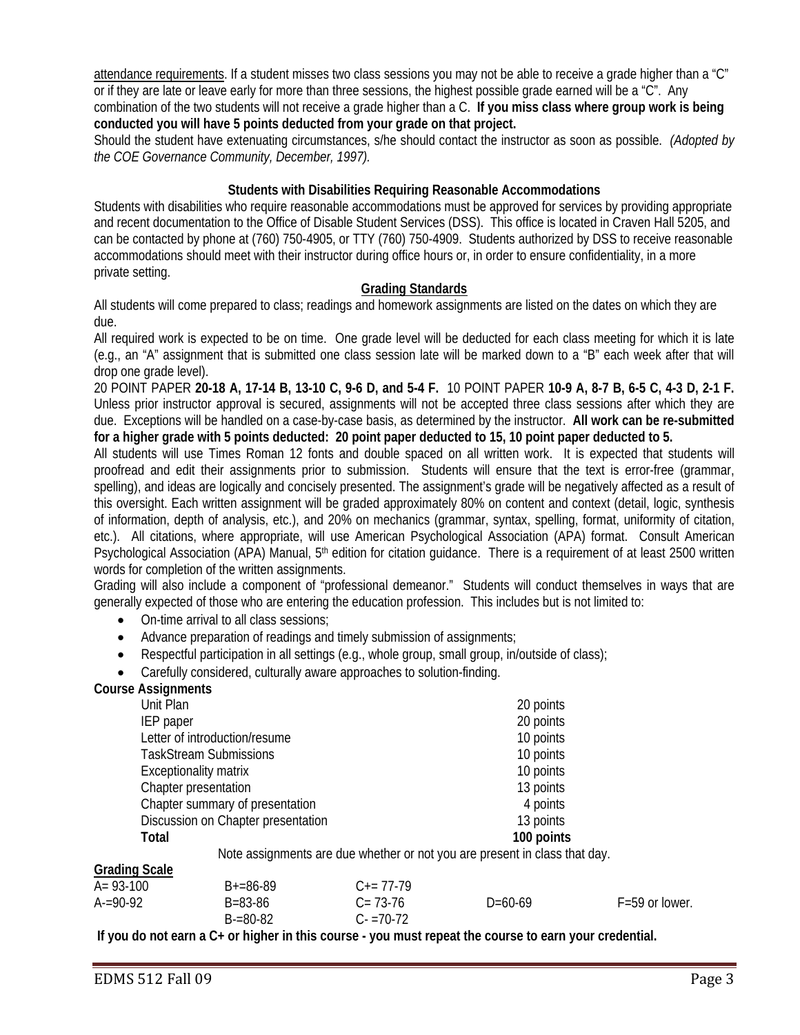attendance requirements. If a student misses two class sessions you may not be able to receive a grade higher than a "C" or if they are late or leave early for more than three sessions, the highest possible grade earned will be a "C". Any combination of the two students will not receive a grade higher than a C. **If you miss class where group work is being conducted you will have 5 points deducted from your grade on that project.**

Should the student have extenuating circumstances, s/he should contact the instructor as soon as possible. *(Adopted by the COE Governance Community, December, 1997).*

**Students with Disabilities Requiring Reasonable Accommodations**

Students with disabilities who require reasonable accommodations must be approved for services by providing appropriate and recent documentation to the Office of Disable Student Services (DSS). This office is located in Craven Hall 5205, and can be contacted by phone at (760) 750-4905, or TTY (760) 750-4909. Students authorized by DSS to receive reasonable accommodations should meet with their instructor during office hours or, in order to ensure confidentiality, in a more private setting.

**Grading Standards**

All students will come prepared to class; readings and homework assignments are listed on the dates on which they are due.

All required work is expected to be on time. One grade level will be deducted for each class meeting for which it is late (e.g., an "A" assignment that is submitted one class session late will be marked down to a "B" each week after that will drop one grade level).

20 POINT PAPER **20-18 A, 17-14 B, 13-10 C, 9-6 D, and 5-4 F.** 10 POINT PAPER **10-9 A, 8-7 B, 6-5 C, 4-3 D, 2-1 F.** Unless prior instructor approval is secured, assignments will not be accepted three class sessions after which they are due. Exceptions will be handled on a case-by-case basis, as determined by the instructor. **All work can be re-submitted for a higher grade with 5 points deducted: 20 point paper deducted to 15, 10 point paper deducted to 5.**

All students will use Times Roman 12 fonts and double spaced on all written work. It is expected that students will proofread and edit their assignments prior to submission. Students will ensure that the text is error-free (grammar, spelling), and ideas are logically and concisely presented. The assignment's grade will be negatively affected as a result of this oversight. Each written assignment will be graded approximately 80% on content and context (detail, logic, synthesis of information, depth of analysis, etc.), and 20% on mechanics (grammar, syntax, spelling, format, uniformity of citation, etc.). All citations, where appropriate, will use American Psychological Association (APA) format. Consult American Psychological Association (APA) Manual, 5th edition for citation guidance. There is a requirement of at least 2500 written words for completion of the written assignments.

Grading will also include a component of "professional demeanor." Students will conduct themselves in ways that are generally expected of those who are entering the education profession. This includes but is not limited to:

- On-time arrival to all class sessions;
- Advance preparation of readings and timely submission of assignments;
- Respectful participation in all settings (e.g., whole group, small group, in/outside of class);
- Carefully considered, culturally aware approaches to solution-finding.

**Course Assignments**

| Assignment | Points |
|---|---|
| Unit Plan | 20 points |
| IEP paper | 20 points |
| Letter of introduction/resume | 10 points |
| TaskStream Submissions | 10 points |
| Exceptionality matrix | 10 points |
| Chapter presentation | 13 points |
| Chapter summary of presentation | 4 points |
| Discussion on Chapter presentation | 13 points |
| **Total** | **100 points** |

Note assignments are due whether or not you are present in class that day.

**Grading Scale**

| | | | | |
|---|---|---|---|---|
| A= 93-100 | B+=86-89 | C+= 77-79 | | |
| A-=90-92 | B=83-86 | C= 73-76 | D=60-69 | F=59 or lower. |
| | B-=80-82 | C- =70-72 | | |

**If you do not earn a C+ or higher in this course - you must repeat the course to earn your credential.**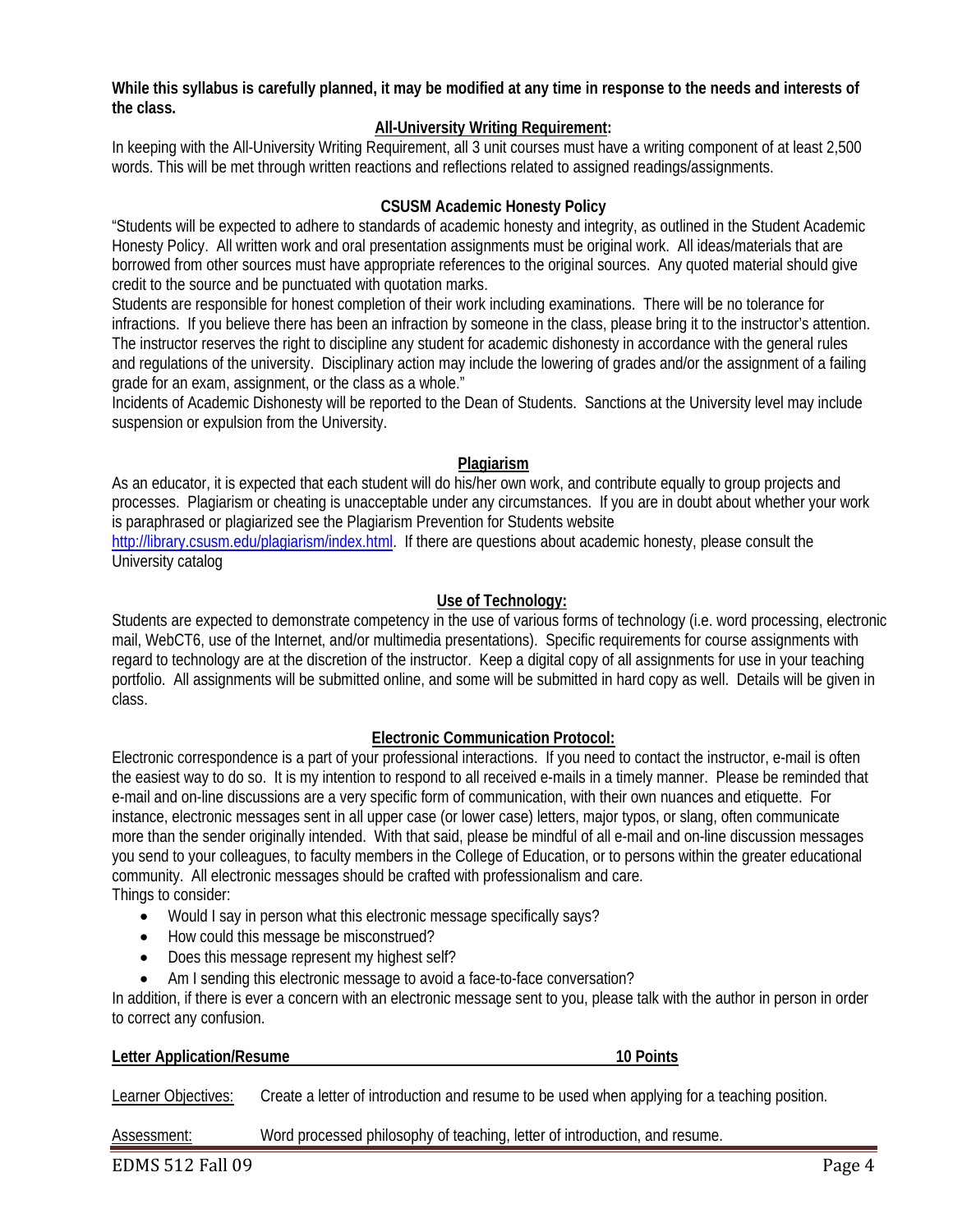**While this syllabus is carefully planned, it may be modified at any time in response to the needs and interests of the class.**

## All-University Writing Requirement:

In keeping with the All-University Writing Requirement, all 3 unit courses must have a writing component of at least 2,500 words. This will be met through written reactions and reflections related to assigned readings/assignments.

## CSUSM Academic Honesty Policy

"Students will be expected to adhere to standards of academic honesty and integrity, as outlined in the Student Academic Honesty Policy. All written work and oral presentation assignments must be original work. All ideas/materials that are borrowed from other sources must have appropriate references to the original sources. Any quoted material should give credit to the source and be punctuated with quotation marks.

Students are responsible for honest completion of their work including examinations. There will be no tolerance for infractions. If you believe there has been an infraction by someone in the class, please bring it to the instructor's attention. The instructor reserves the right to discipline any student for academic dishonesty in accordance with the general rules and regulations of the university. Disciplinary action may include the lowering of grades and/or the assignment of a failing grade for an exam, assignment, or the class as a whole."

Incidents of Academic Dishonesty will be reported to the Dean of Students. Sanctions at the University level may include suspension or expulsion from the University.

## Plagiarism

As an educator, it is expected that each student will do his/her own work, and contribute equally to group projects and processes. Plagiarism or cheating is unacceptable under any circumstances. If you are in doubt about whether your work is paraphrased or plagiarized see the Plagiarism Prevention for Students website [http://library.csusm.edu/plagiarism/index.html](http://library.csusm.edu/plagiarism/index.html). If there are questions about academic honesty, please consult the University catalog

## Use of Technology:

Students are expected to demonstrate competency in the use of various forms of technology (i.e. word processing, electronic mail, WebCT6, use of the Internet, and/or multimedia presentations). Specific requirements for course assignments with regard to technology are at the discretion of the instructor. Keep a digital copy of all assignments for use in your teaching portfolio. All assignments will be submitted online, and some will be submitted in hard copy as well. Details will be given in class.

## Electronic Communication Protocol:

Electronic correspondence is a part of your professional interactions. If you need to contact the instructor, e-mail is often the easiest way to do so. It is my intention to respond to all received e-mails in a timely manner. Please be reminded that e-mail and on-line discussions are a very specific form of communication, with their own nuances and etiquette. For instance, electronic messages sent in all upper case (or lower case) letters, major typos, or slang, often communicate more than the sender originally intended. With that said, please be mindful of all e-mail and on-line discussion messages you send to your colleagues, to faculty members in the College of Education, or to persons within the greater educational community. All electronic messages should be crafted with professionalism and care.

Things to consider:

- Would I say in person what this electronic message specifically says?
- How could this message be misconstrued?
- Does this message represent my highest self?
- Am I sending this electronic message to avoid a face-to-face conversation?

In addition, if there is ever a concern with an electronic message sent to you, please talk with the author in person in order to correct any confusion.

**Letter Application/Resume — 10 Points**

Learner Objectives: Create a letter of introduction and resume to be used when applying for a teaching position.

Assessment: Word processed philosophy of teaching, letter of introduction, and resume.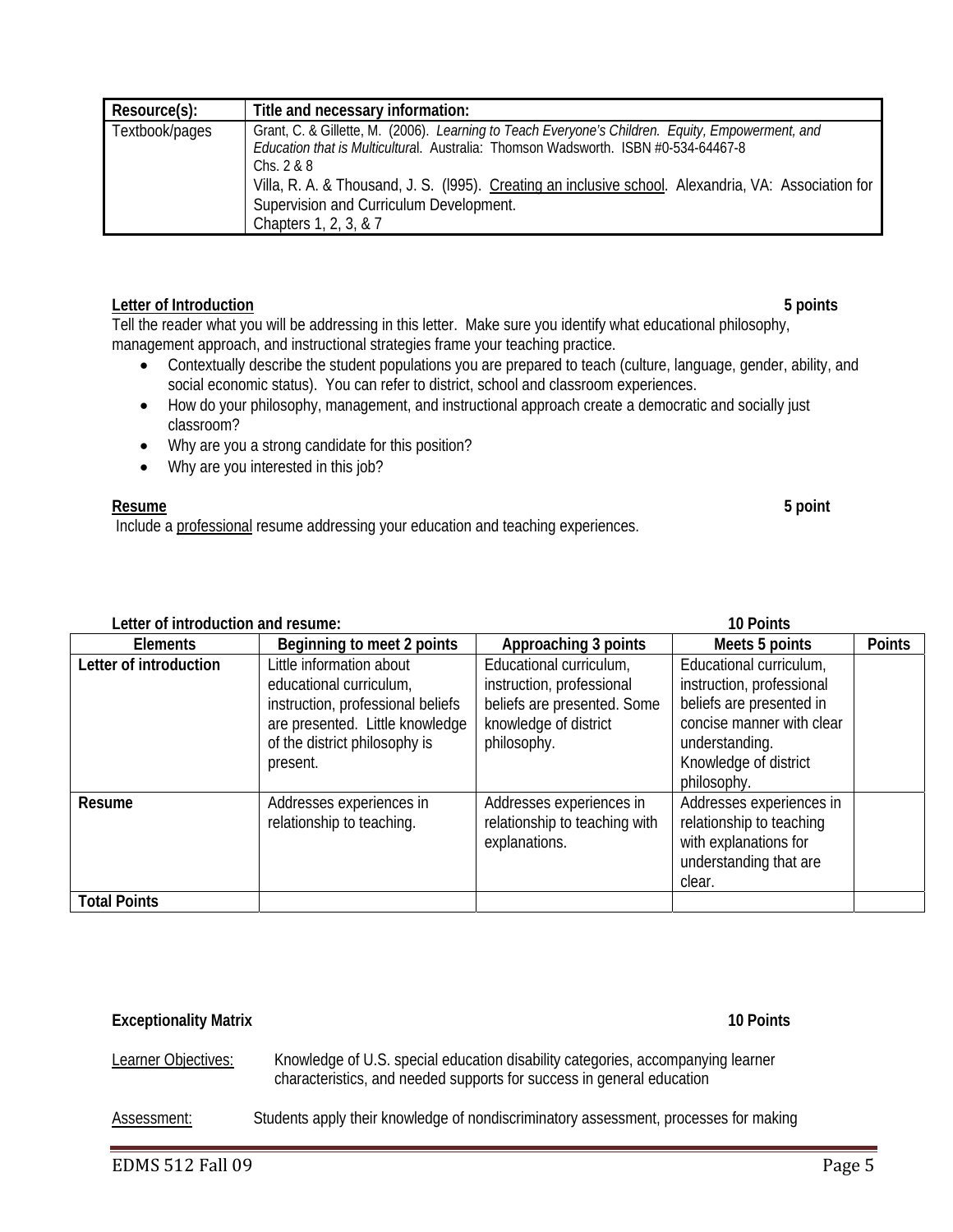| Resource(s): | Title and necessary information: |
|---|---|
| Textbook/pages | Grant, C. & Gillette, M. (2006). *Learning to Teach Everyone's Children. Equity, Empowerment, and Education that is Multicultural*. Australia: Thomson Wadsworth. ISBN #0-534-64467-8<br>Chs. 2 & 8<br>Villa, R. A. & Thousand, J. S. (l995). Creating an inclusive school. Alexandria, VA: Association for Supervision and Curriculum Development.<br>Chapters 1, 2, 3, & 7 |

**Letter of Introduction** **5 points**

Tell the reader what you will be addressing in this letter. Make sure you identify what educational philosophy, management approach, and instructional strategies frame your teaching practice.

- Contextually describe the student populations you are prepared to teach (culture, language, gender, ability, and social economic status). You can refer to district, school and classroom experiences.
- How do your philosophy, management, and instructional approach create a democratic and socially just classroom?
- Why are you a strong candidate for this position?
- Why are you interested in this job?

**Resume** **5 point**

Include a professional resume addressing your education and teaching experiences.

**Letter of introduction and resume:** **10 Points**

| Elements | Beginning to meet 2 points | Approaching 3 points | Meets 5 points | Points |
|---|---|---|---|---|
| **Letter of introduction** | Little information about educational curriculum, instruction, professional beliefs are presented. Little knowledge of the district philosophy is present. | Educational curriculum, instruction, professional beliefs are presented. Some knowledge of district philosophy. | Educational curriculum, instruction, professional beliefs are presented in concise manner with clear understanding. Knowledge of district philosophy. | |
| **Resume** | Addresses experiences in relationship to teaching. | Addresses experiences in relationship to teaching with explanations. | Addresses experiences in relationship to teaching with explanations for understanding that are clear. | |
| **Total Points** | | | | |

**Exceptionality Matrix** **10 Points**

Learner Objectives: Knowledge of U.S. special education disability categories, accompanying learner characteristics, and needed supports for success in general education

Assessment: Students apply their knowledge of nondiscriminatory assessment, processes for making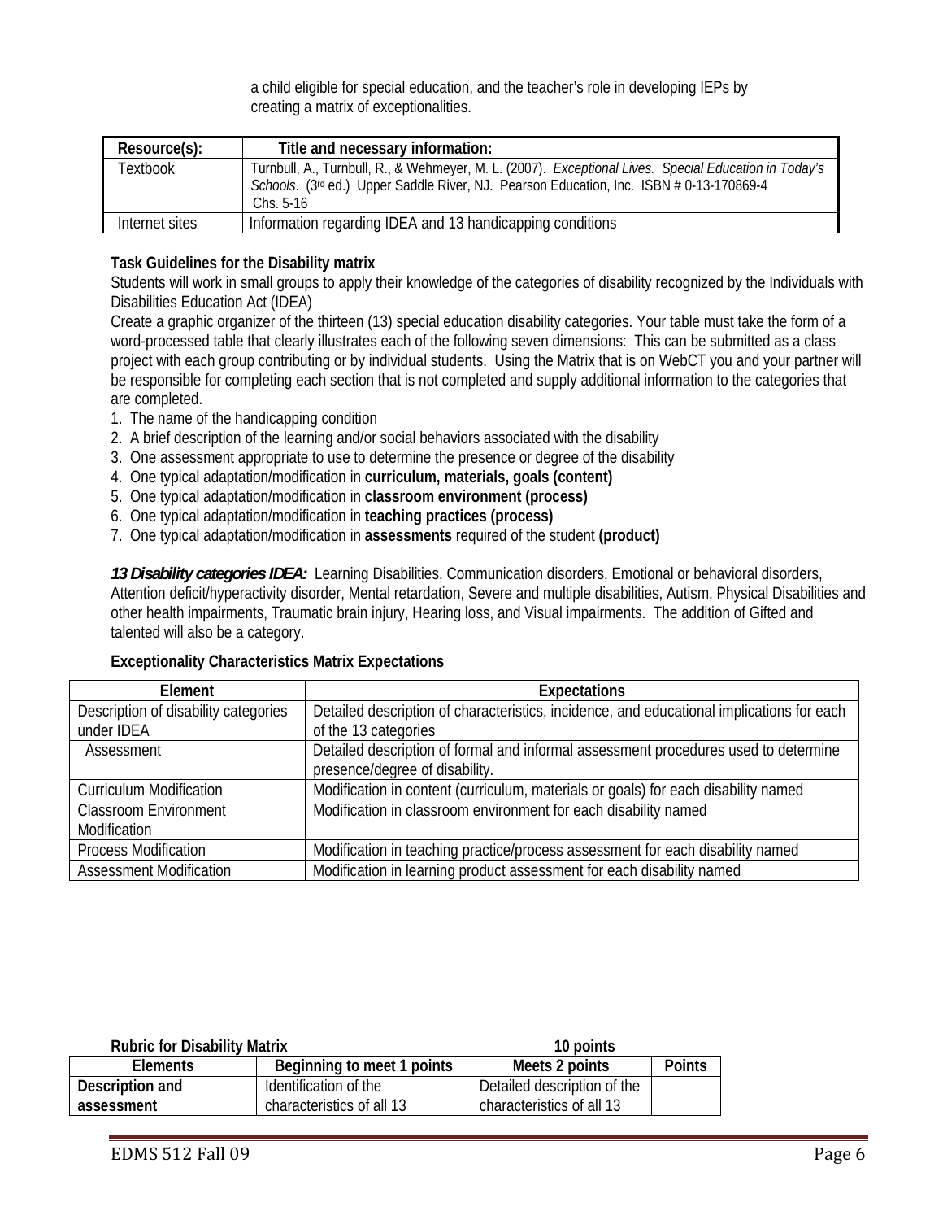a child eligible for special education, and the teacher's role in developing IEPs by creating a matrix of exceptionalities.

| Resource(s): | Title and necessary information: |
|---|---|
| Textbook | Turnbull, A., Turnbull, R., & Wehmeyer, M. L. (2007). *Exceptional Lives. Special Education in Today's Schools*. (3rd ed.) Upper Saddle River, NJ. Pearson Education, Inc. ISBN # 0-13-170869-4 Chs. 5-16 |
| Internet sites | Information regarding IDEA and 13 handicapping conditions |

**Task Guidelines for the Disability matrix**

Students will work in small groups to apply their knowledge of the categories of disability recognized by the Individuals with Disabilities Education Act (IDEA)

Create a graphic organizer of the thirteen (13) special education disability categories. Your table must take the form of a word-processed table that clearly illustrates each of the following seven dimensions: This can be submitted as a class project with each group contributing or by individual students. Using the Matrix that is on WebCT you and your partner will be responsible for completing each section that is not completed and supply additional information to the categories that are completed.

1. The name of the handicapping condition
2. A brief description of the learning and/or social behaviors associated with the disability
3. One assessment appropriate to use to determine the presence or degree of the disability
4. One typical adaptation/modification in **curriculum, materials, goals (content)**
5. One typical adaptation/modification in **classroom environment (process)**
6. One typical adaptation/modification in **teaching practices (process)**
7. One typical adaptation/modification in **assessments** required of the student **(product)**

***13 Disability categories IDEA:*** Learning Disabilities, Communication disorders, Emotional or behavioral disorders, Attention deficit/hyperactivity disorder, Mental retardation, Severe and multiple disabilities, Autism, Physical Disabilities and other health impairments, Traumatic brain injury, Hearing loss, and Visual impairments. The addition of Gifted and talented will also be a category.

**Exceptionality Characteristics Matrix Expectations**

| Element | Expectations |
|---|---|
| Description of disability categories under IDEA | Detailed description of characteristics, incidence, and educational implications for each of the 13 categories |
| Assessment | Detailed description of formal and informal assessment procedures used to determine presence/degree of disability. |
| Curriculum Modification | Modification in content (curriculum, materials or goals) for each disability named |
| Classroom Environment Modification | Modification in classroom environment for each disability named |
| Process Modification | Modification in teaching practice/process assessment for each disability named |
| Assessment Modification | Modification in learning product assessment for each disability named |

**Rubric for Disability Matrix** **10 points**

| Elements | Beginning to meet 1 points | Meets 2 points | Points |
|---|---|---|---|
| **Description and assessment** | Identification of the characteristics of all 13 | Detailed description of the characteristics of all 13 | |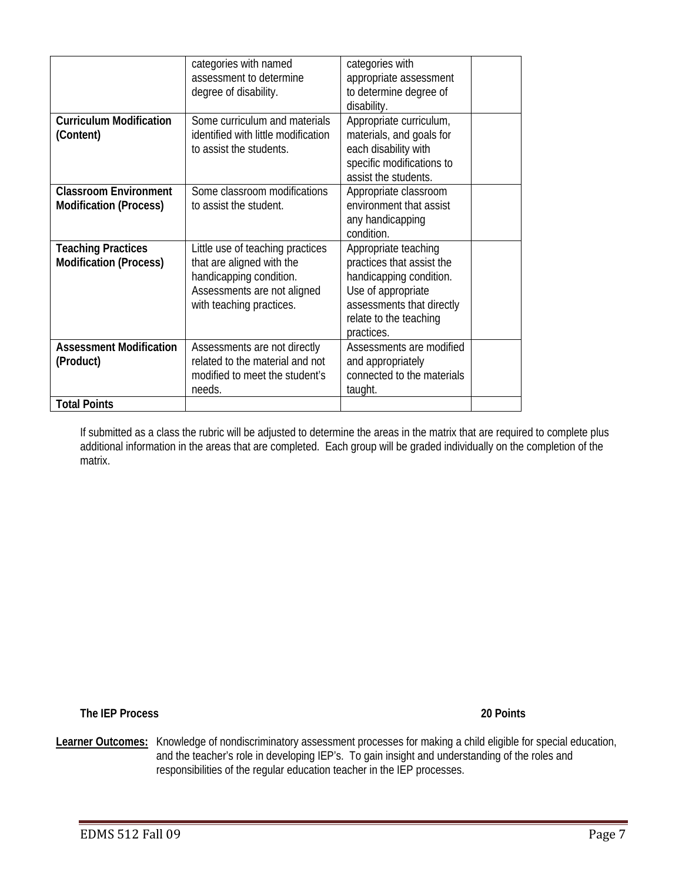| | | | |
|---|---|---|---|
| | categories with named assessment to determine degree of disability. | categories with appropriate assessment to determine degree of disability. | |
| **Curriculum Modification (Content)** | Some curriculum and materials identified with little modification to assist the students. | Appropriate curriculum, materials, and goals for each disability with specific modifications to assist the students. | |
| **Classroom Environment Modification (Process)** | Some classroom modifications to assist the student. | Appropriate classroom environment that assist any handicapping condition. | |
| **Teaching Practices Modification (Process)** | Little use of teaching practices that are aligned with the handicapping condition. Assessments are not aligned with teaching practices. | Appropriate teaching practices that assist the handicapping condition. Use of appropriate assessments that directly relate to the teaching practices. | |
| **Assessment Modification (Product)** | Assessments are not directly related to the material and not modified to meet the student's needs. | Assessments are modified and appropriately connected to the materials taught. | |
| **Total Points** | | | |

If submitted as a class the rubric will be adjusted to determine the areas in the matrix that are required to complete plus additional information in the areas that are completed. Each group will be graded individually on the completion of the matrix.

**The IEP Process** **20 Points**

**Learner Outcomes:** Knowledge of nondiscriminatory assessment processes for making a child eligible for special education, and the teacher's role in developing IEP's. To gain insight and understanding of the roles and responsibilities of the regular education teacher in the IEP processes.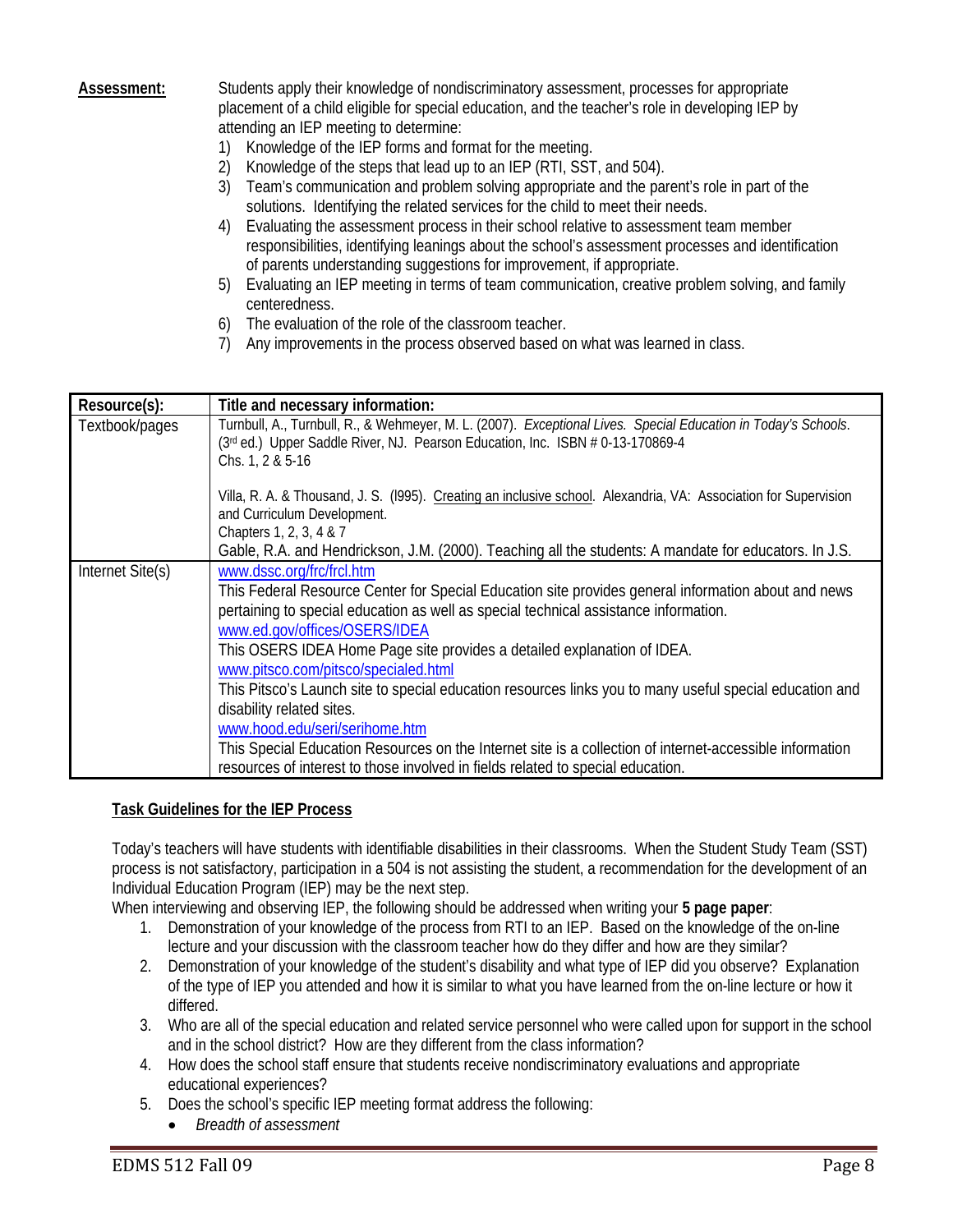**Assessment:** Students apply their knowledge of nondiscriminatory assessment, processes for appropriate placement of a child eligible for special education, and the teacher's role in developing IEP by attending an IEP meeting to determine:

1) Knowledge of the IEP forms and format for the meeting.
2) Knowledge of the steps that lead up to an IEP (RTI, SST, and 504).
3) Team's communication and problem solving appropriate and the parent's role in part of the solutions. Identifying the related services for the child to meet their needs.
4) Evaluating the assessment process in their school relative to assessment team member responsibilities, identifying leanings about the school's assessment processes and identification of parents understanding suggestions for improvement, if appropriate.
5) Evaluating an IEP meeting in terms of team communication, creative problem solving, and family centeredness.
6) The evaluation of the role of the classroom teacher.
7) Any improvements in the process observed based on what was learned in class.

| Resource(s): | Title and necessary information: |
|---|---|
| Textbook/pages | Turnbull, A., Turnbull, R., & Wehmeyer, M. L. (2007). *Exceptional Lives. Special Education in Today's Schools*. (3rd ed.) Upper Saddle River, NJ. Pearson Education, Inc. ISBN # 0-13-170869-4<br>Chs. 1, 2 & 5-16<br><br>Villa, R. A. & Thousand, J. S. (l995). Creating an inclusive school. Alexandria, VA: Association for Supervision and Curriculum Development.<br>Chapters 1, 2, 3, 4 & 7<br>Gable, R.A. and Hendrickson, J.M. (2000). Teaching all the students: A mandate for educators. In J.S. |
| Internet Site(s) | www.dssc.org/frc/frcl.htm<br>This Federal Resource Center for Special Education site provides general information about and news pertaining to special education as well as special technical assistance information.<br>www.ed.gov/offices/OSERS/IDEA<br>This OSERS IDEA Home Page site provides a detailed explanation of IDEA.<br>www.pitsco.com/pitsco/specialed.html<br>This Pitsco's Launch site to special education resources links you to many useful special education and disability related sites.<br>www.hood.edu/seri/serihome.htm<br>This Special Education Resources on the Internet site is a collection of internet-accessible information resources of interest to those involved in fields related to special education. |

**Task Guidelines for the IEP Process**

Today's teachers will have students with identifiable disabilities in their classrooms. When the Student Study Team (SST) process is not satisfactory, participation in a 504 is not assisting the student, a recommendation for the development of an Individual Education Program (IEP) may be the next step.

When interviewing and observing IEP, the following should be addressed when writing your **5 page paper**:

1. Demonstration of your knowledge of the process from RTI to an IEP. Based on the knowledge of the on-line lecture and your discussion with the classroom teacher how do they differ and how are they similar?
2. Demonstration of your knowledge of the student's disability and what type of IEP did you observe? Explanation of the type of IEP you attended and how it is similar to what you have learned from the on-line lecture or how it differed.
3. Who are all of the special education and related service personnel who were called upon for support in the school and in the school district? How are they different from the class information?
4. How does the school staff ensure that students receive nondiscriminatory evaluations and appropriate educational experiences?
5. Does the school's specific IEP meeting format address the following:
   - *Breadth of assessment*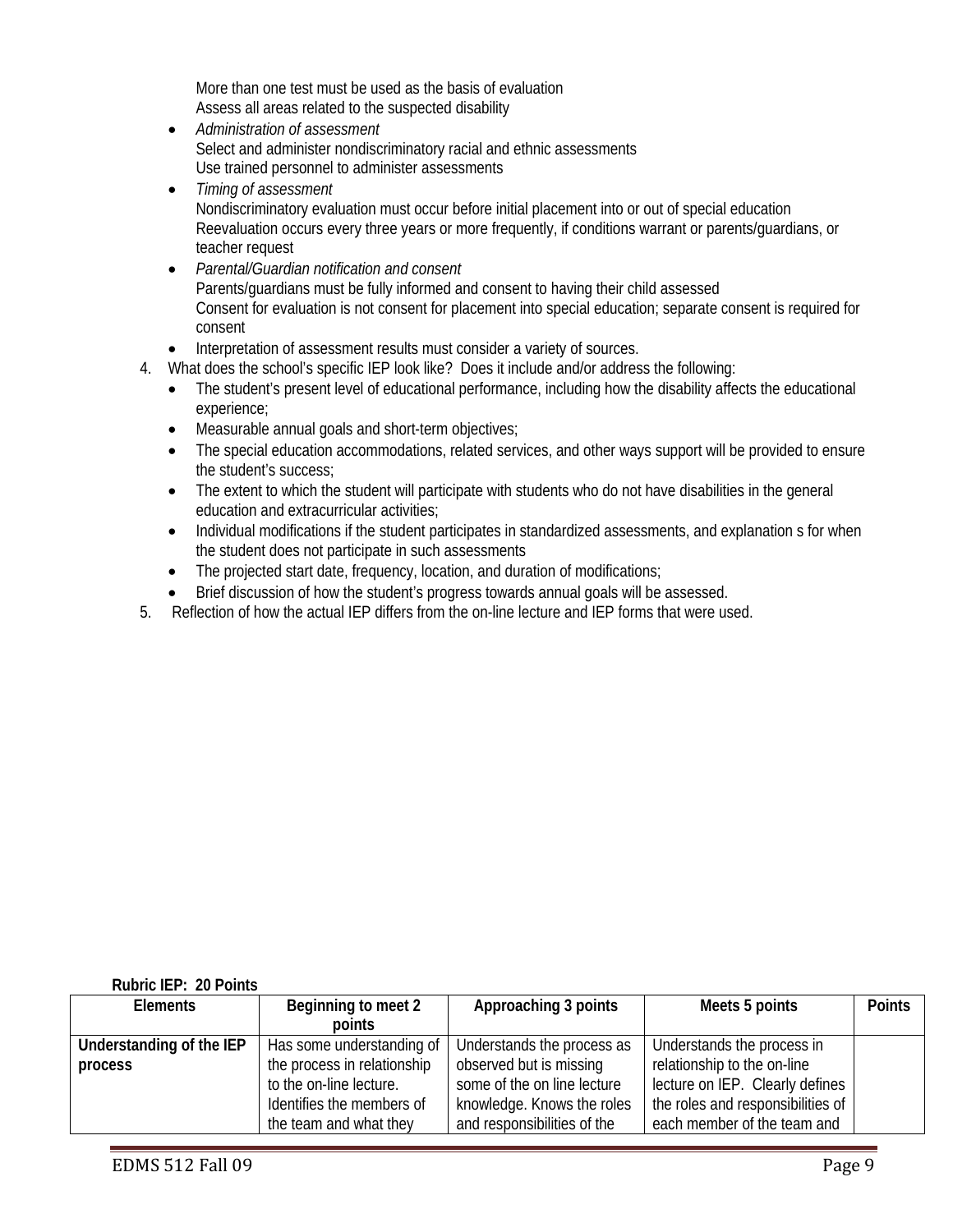More than one test must be used as the basis of evaluation
Assess all areas related to the suspected disability

- *Administration of assessment*
  Select and administer nondiscriminatory racial and ethnic assessments
  Use trained personnel to administer assessments
- *Timing of assessment*
  Nondiscriminatory evaluation must occur before initial placement into or out of special education
  Reevaluation occurs every three years or more frequently, if conditions warrant or parents/guardians, or teacher request
- *Parental/Guardian notification and consent*
  Parents/guardians must be fully informed and consent to having their child assessed
  Consent for evaluation is not consent for placement into special education; separate consent is required for consent
- Interpretation of assessment results must consider a variety of sources.

4. What does the school's specific IEP look like? Does it include and/or address the following:
   - The student's present level of educational performance, including how the disability affects the educational experience;
   - Measurable annual goals and short-term objectives;
   - The special education accommodations, related services, and other ways support will be provided to ensure the student's success;
   - The extent to which the student will participate with students who do not have disabilities in the general education and extracurricular activities;
   - Individual modifications if the student participates in standardized assessments, and explanation s for when the student does not participate in such assessments
   - The projected start date, frequency, location, and duration of modifications;
   - Brief discussion of how the student's progress towards annual goals will be assessed.
5. Reflection of how the actual IEP differs from the on-line lecture and IEP forms that were used.

**Rubric IEP: 20 Points**

| Elements | Beginning to meet 2 points | Approaching 3 points | Meets 5 points | Points |
|---|---|---|---|---|
| **Understanding of the IEP process** | Has some understanding of the process in relationship to the on-line lecture. Identifies the members of the team and what they | Understands the process as observed but is missing some of the on line lecture knowledge. Knows the roles and responsibilities of the | Understands the process in relationship to the on-line lecture on IEP. Clearly defines the roles and responsibilities of each member of the team and | |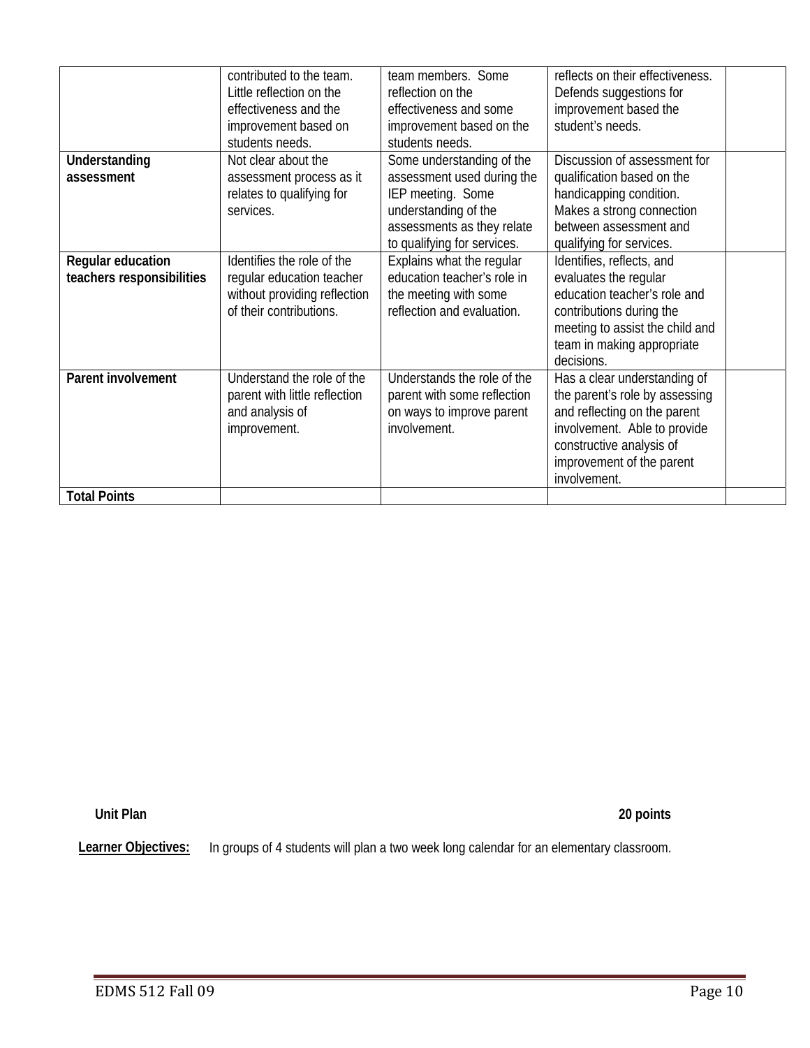| | contributed to the team. Little reflection on the effectiveness and the improvement based on students needs. | team members. Some reflection on the effectiveness and some improvement based on the students needs. | reflects on their effectiveness. Defends suggestions for improvement based the student's needs. | |
|---|---|---|---|---|
| **Understanding assessment** | Not clear about the assessment process as it relates to qualifying for services. | Some understanding of the assessment used during the IEP meeting. Some understanding of the assessments as they relate to qualifying for services. | Discussion of assessment for qualification based on the handicapping condition. Makes a strong connection between assessment and qualifying for services. | |
| **Regular education teachers responsibilities** | Identifies the role of the regular education teacher without providing reflection of their contributions. | Explains what the regular education teacher's role in the meeting with some reflection and evaluation. | Identifies, reflects, and evaluates the regular education teacher's role and contributions during the meeting to assist the child and team in making appropriate decisions. | |
| **Parent involvement** | Understand the role of the parent with little reflection and analysis of improvement. | Understands the role of the parent with some reflection on ways to improve parent involvement. | Has a clear understanding of the parent's role by assessing and reflecting on the parent involvement. Able to provide constructive analysis of improvement of the parent involvement. | |
| **Total Points** | | | | |

**Unit Plan** **20 points**

**Learner Objectives:** In groups of 4 students will plan a two week long calendar for an elementary classroom.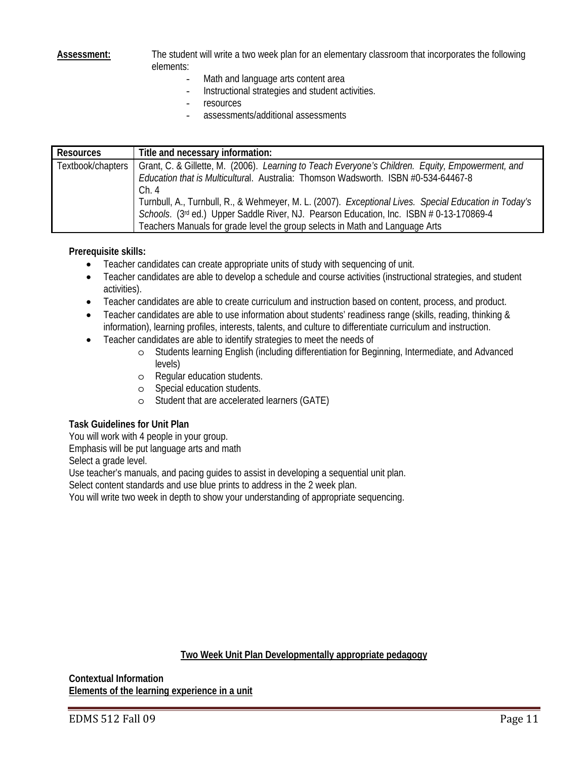**Assessment:** The student will write a two week plan for an elementary classroom that incorporates the following elements:

- Math and language arts content area
- Instructional strategies and student activities.
- resources
- assessments/additional assessments

| Resources | Title and necessary information: |
|---|---|
| Textbook/chapters | Grant, C. & Gillette, M. (2006). *Learning to Teach Everyone's Children. Equity, Empowerment, and Education that is Multicultura*l. Australia: Thomson Wadsworth. ISBN #0-534-64467-8<br>Ch. 4<br>Turnbull, A., Turnbull, R., & Wehmeyer, M. L. (2007). *Exceptional Lives. Special Education in Today's Schools*. (3rd ed.) Upper Saddle River, NJ. Pearson Education, Inc. ISBN # 0-13-170869-4<br>Teachers Manuals for grade level the group selects in Math and Language Arts |

**Prerequisite skills:**

- Teacher candidates can create appropriate units of study with sequencing of unit.
- Teacher candidates are able to develop a schedule and course activities (instructional strategies, and student activities).
- Teacher candidates are able to create curriculum and instruction based on content, process, and product.
- Teacher candidates are able to use information about students' readiness range (skills, reading, thinking & information), learning profiles, interests, talents, and culture to differentiate curriculum and instruction.
- Teacher candidates are able to identify strategies to meet the needs of
    - Students learning English (including differentiation for Beginning, Intermediate, and Advanced levels)
    - Regular education students.
    - Special education students.
    - Student that are accelerated learners (GATE)

**Task Guidelines for Unit Plan**

You will work with 4 people in your group.
Emphasis will be put language arts and math
Select a grade level.
Use teacher's manuals, and pacing guides to assist in developing a sequential unit plan.
Select content standards and use blue prints to address in the 2 week plan.
You will write two week in depth to show your understanding of appropriate sequencing.

**Two Week Unit Plan Developmentally appropriate pedagogy**

**Contextual Information**

**Elements of the learning experience in a unit**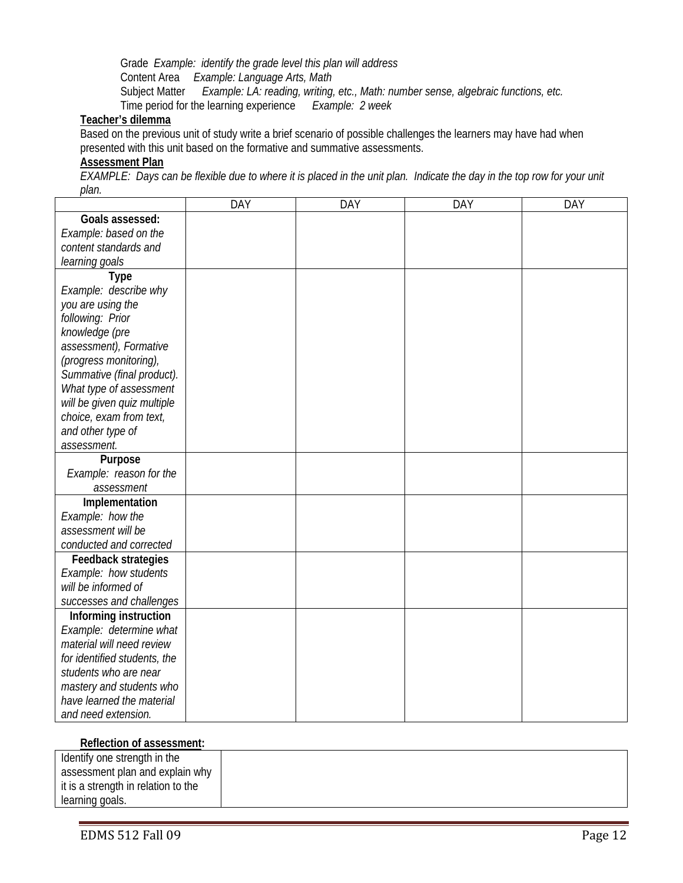Grade *Example: identify the grade level this plan will address*
Content Area *Example: Language Arts, Math*
Subject Matter *Example: LA: reading, writing, etc., Math: number sense, algebraic functions, etc.*
Time period for the learning experience *Example: 2 week*

**Teacher's dilemma**

Based on the previous unit of study write a brief scenario of possible challenges the learners may have had when presented with this unit based on the formative and summative assessments.

**Assessment Plan**

*EXAMPLE: Days can be flexible due to where it is placed in the unit plan. Indicate the day in the top row for your unit plan.*

| | DAY | DAY | DAY | DAY |
|---|---|---|---|---|
| **Goals assessed:** *Example: based on the content standards and learning goals* | | | | |
| **Type** *Example: describe why you are using the following: Prior knowledge (pre assessment), Formative (progress monitoring), Summative (final product). What type of assessment will be given quiz multiple choice, exam from text, and other type of assessment.* | | | | |
| **Purpose** *Example: reason for the assessment* | | | | |
| **Implementation** *Example: how the assessment will be conducted and corrected* | | | | |
| **Feedback strategies** *Example: how students will be informed of successes and challenges* | | | | |
| **Informing instruction** *Example: determine what material will need review for identified students, the students who are near mastery and students who have learned the material and need extension.* | | | | |

**Reflection of assessment:**

| Identify one strength in the assessment plan and explain why it is a strength in relation to the learning goals. | |
|---|---|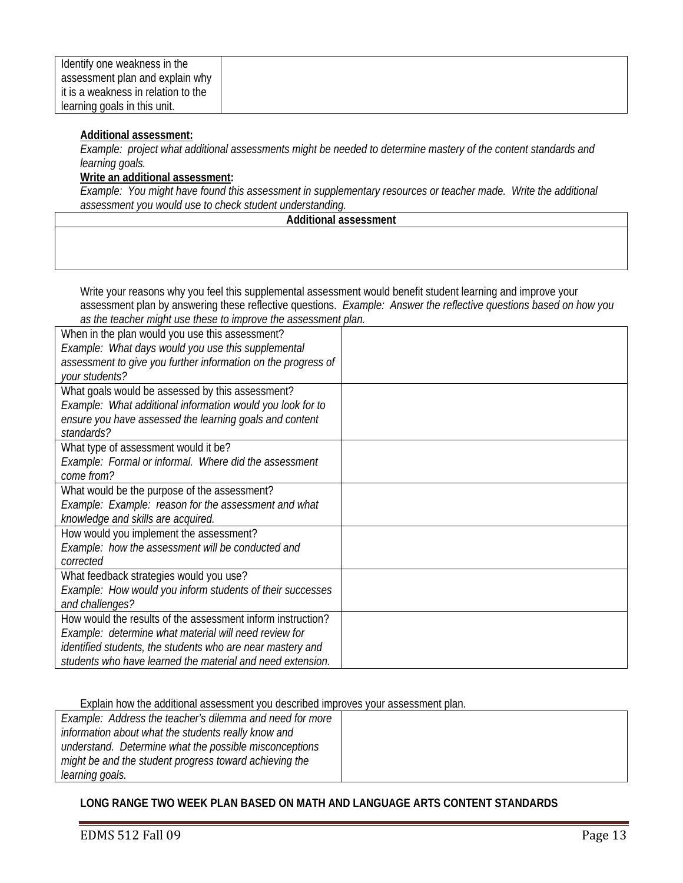| Identify one weakness in the assessment plan and explain why it is a weakness in relation to the learning goals in this unit. | |
|---|---|

**Additional assessment:**

*Example: project what additional assessments might be needed to determine mastery of the content standards and learning goals.*

**Write an additional assessment:**

*Example: You might have found this assessment in supplementary resources or teacher made. Write the additional assessment you would use to check student understanding.*

| Additional assessment |
|---|
| |

Write your reasons why you feel this supplemental assessment would benefit student learning and improve your assessment plan by answering these reflective questions. *Example: Answer the reflective questions based on how you as the teacher might use these to improve the assessment plan.*

| | |
|---|---|
| When in the plan would you use this assessment? *Example: What days would you use this supplemental assessment to give you further information on the progress of your students?* | |
| What goals would be assessed by this assessment? *Example: What additional information would you look for to ensure you have assessed the learning goals and content standards?* | |
| What type of assessment would it be? *Example: Formal or informal. Where did the assessment come from?* | |
| What would be the purpose of the assessment? *Example: Example: reason for the assessment and what knowledge and skills are acquired.* | |
| How would you implement the assessment? *Example: how the assessment will be conducted and corrected* | |
| What feedback strategies would you use? *Example: How would you inform students of their successes and challenges?* | |
| How would the results of the assessment inform instruction? *Example: determine what material will need review for identified students, the students who are near mastery and students who have learned the material and need extension.* | |

Explain how the additional assessment you described improves your assessment plan.

| | |
|---|---|
| *Example: Address the teacher's dilemma and need for more information about what the students really know and understand. Determine what the possible misconceptions might be and the student progress toward achieving the learning goals.* | |

**LONG RANGE TWO WEEK PLAN BASED ON MATH AND LANGUAGE ARTS CONTENT STANDARDS**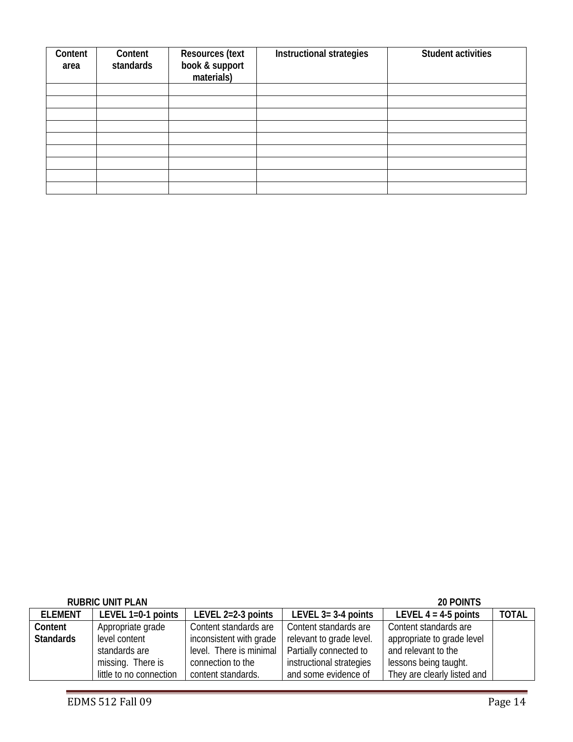| Content area | Content standards | Resources (text book & support materials) | Instructional strategies | Student activities |
|---|---|---|---|---|
| | | | | |
| | | | | |
| | | | | |
| | | | | |
| | | | | |
| | | | | |
| | | | | |
| | | | | |
| | | | | |

**RUBRIC UNIT PLAN** **20 POINTS**

| ELEMENT | LEVEL 1=0-1 points | LEVEL 2=2-3 points | LEVEL 3= 3-4 points | LEVEL 4 = 4-5 points | TOTAL |
|---|---|---|---|---|---|
| **Content Standards** | Appropriate grade level content standards are missing. There is little to no connection | Content standards are inconsistent with grade level. There is minimal connection to the content standards. | Content standards are relevant to grade level. Partially connected to instructional strategies and some evidence of | Content standards are appropriate to grade level and relevant to the lessons being taught. They are clearly listed and | |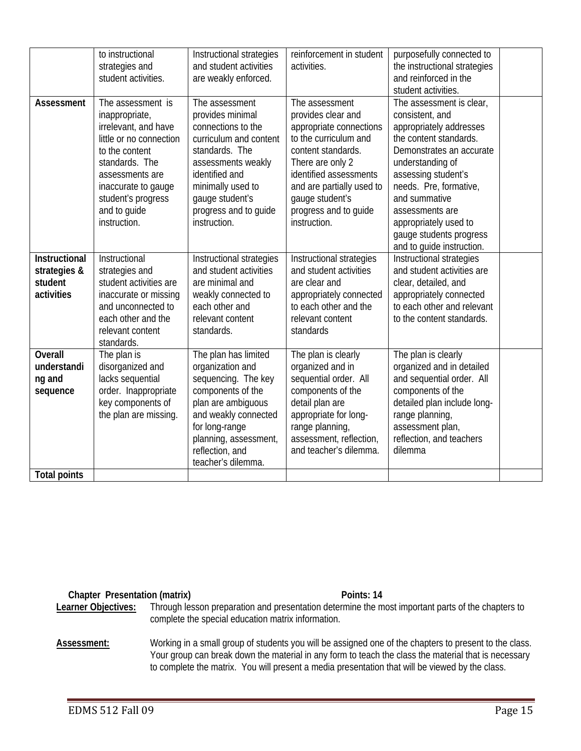| | | | | | |
|---|---|---|---|---|---|
| | to instructional strategies and student activities. | Instructional strategies and student activities are weakly enforced. | reinforcement in student activities. | purposefully connected to the instructional strategies and reinforced in the student activities. | |
| **Assessment** | The assessment is inappropriate, irrelevant, and have little or no connection to the content standards. The assessments are inaccurate to gauge student's progress and to guide instruction. | The assessment provides minimal connections to the curriculum and content standards. The assessments weakly identified and minimally used to gauge student's progress and to guide instruction. | The assessment provides clear and appropriate connections to the curriculum and content standards. There are only 2 identified assessments and are partially used to gauge student's progress and to guide instruction. | The assessment is clear, consistent, and appropriately addresses the content standards. Demonstrates an accurate understanding of assessing student's needs. Pre, formative, and summative assessments are appropriately used to gauge students progress and to guide instruction. | |
| **Instructional strategies & student activities** | Instructional strategies and student activities are inaccurate or missing and unconnected to each other and the relevant content standards. | Instructional strategies and student activities are minimal and weakly connected to each other and relevant content standards. | Instructional strategies and student activities are clear and appropriately connected to each other and the relevant content standards | Instructional strategies and student activities are clear, detailed, and appropriately connected to each other and relevant to the content standards. | |
| **Overall understanding and sequence** | The plan is disorganized and lacks sequential order. Inappropriate key components of the plan are missing. | The plan has limited organization and sequencing. The key components of the plan are ambiguous and weakly connected for long-range planning, assessment, reflection, and teacher's dilemma. | The plan is clearly organized and in sequential order. All components of the detail plan are appropriate for long-range planning, assessment, reflection, and teacher's dilemma. | The plan is clearly organized and in detailed and sequential order. All components of the detailed plan include long-range planning, assessment plan, reflection, and teachers dilemma | |
| **Total points** | | | | | |

**Chapter Presentation (matrix)** **Points: 14**

**Learner Objectives:** Through lesson preparation and presentation determine the most important parts of the chapters to complete the special education matrix information.

**Assessment:** Working in a small group of students you will be assigned one of the chapters to present to the class. Your group can break down the material in any form to teach the class the material that is necessary to complete the matrix. You will present a media presentation that will be viewed by the class.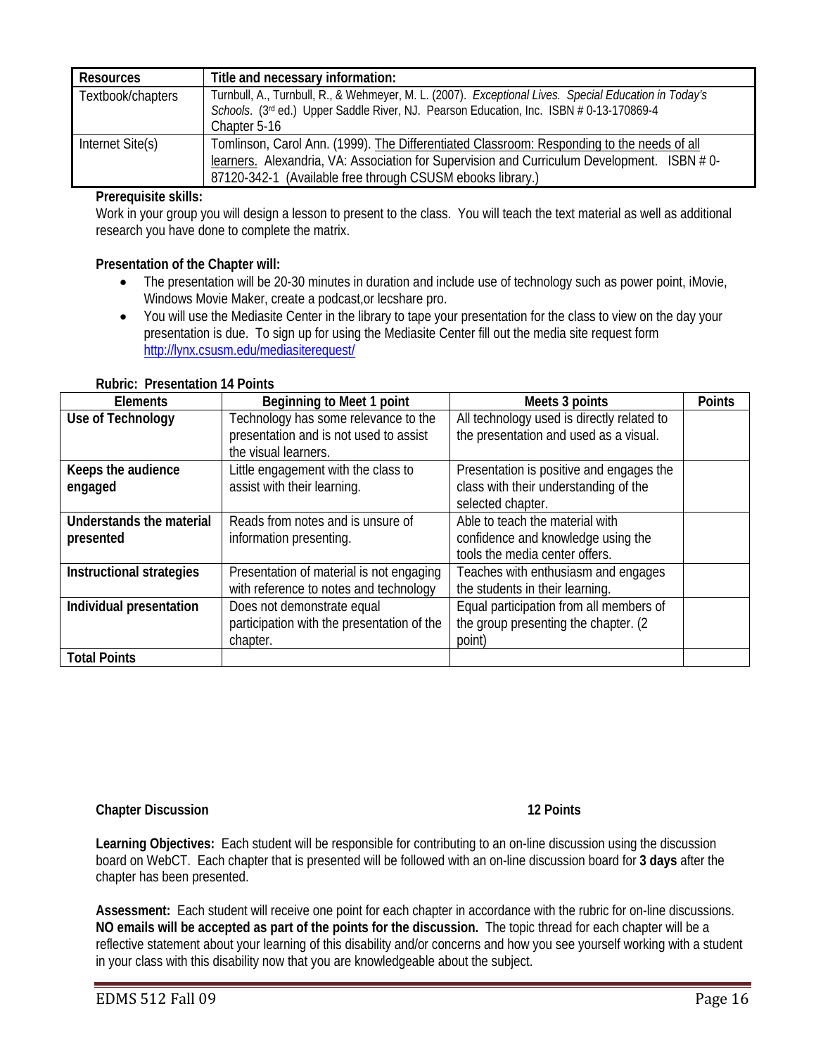| Resources | Title and necessary information: |
|---|---|
| Textbook/chapters | Turnbull, A., Turnbull, R., & Wehmeyer, M. L. (2007). *Exceptional Lives. Special Education in Today's Schools*. (3rd ed.) Upper Saddle River, NJ. Pearson Education, Inc. ISBN # 0-13-170869-4 Chapter 5-16 |
| Internet Site(s) | Tomlinson, Carol Ann. (1999). The Differentiated Classroom: Responding to the needs of all learners. Alexandria, VA: Association for Supervision and Curriculum Development. ISBN # 0-87120-342-1 (Available free through CSUSM ebooks library.) |

**Prerequisite skills:**

Work in your group you will design a lesson to present to the class. You will teach the text material as well as additional research you have done to complete the matrix.

**Presentation of the Chapter will:**

- The presentation will be 20-30 minutes in duration and include use of technology such as power point, iMovie, Windows Movie Maker, create a podcast,or lecshare pro.
- You will use the Mediasite Center in the library to tape your presentation for the class to view on the day your presentation is due. To sign up for using the Mediasite Center fill out the media site request form http://lynx.csusm.edu/mediasiterequest/

**Rubric: Presentation 14 Points**

| Elements | Beginning to Meet 1 point | Meets 3 points | Points |
|---|---|---|---|
| **Use of Technology** | Technology has some relevance to the presentation and is not used to assist the visual learners. | All technology used is directly related to the presentation and used as a visual. | |
| **Keeps the audience engaged** | Little engagement with the class to assist with their learning. | Presentation is positive and engages the class with their understanding of the selected chapter. | |
| **Understands the material presented** | Reads from notes and is unsure of information presenting. | Able to teach the material with confidence and knowledge using the tools the media center offers. | |
| **Instructional strategies** | Presentation of material is not engaging with reference to notes and technology | Teaches with enthusiasm and engages the students in their learning. | |
| **Individual presentation** | Does not demonstrate equal participation with the presentation of the chapter. | Equal participation from all members of the group presenting the chapter. (2 point) | |
| **Total Points** | | | |

**Chapter Discussion 12 Points**

**Learning Objectives:** Each student will be responsible for contributing to an on-line discussion using the discussion board on WebCT. Each chapter that is presented will be followed with an on-line discussion board for **3 days** after the chapter has been presented.

**Assessment:** Each student will receive one point for each chapter in accordance with the rubric for on-line discussions. **NO emails will be accepted as part of the points for the discussion.** The topic thread for each chapter will be a reflective statement about your learning of this disability and/or concerns and how you see yourself working with a student in your class with this disability now that you are knowledgeable about the subject.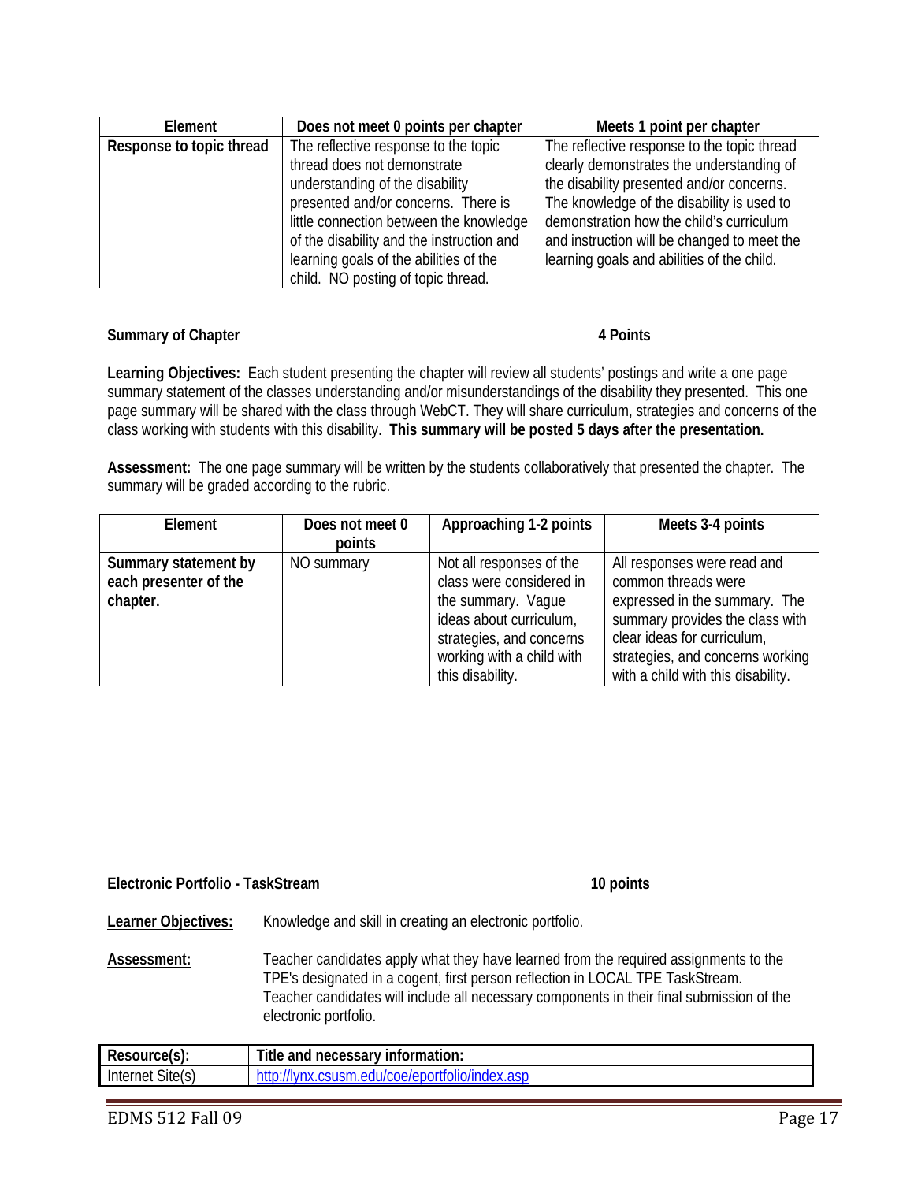| Element | Does not meet 0 points per chapter | Meets 1 point per chapter |
|---|---|---|
| **Response to topic thread** | The reflective response to the topic thread does not demonstrate understanding of the disability presented and/or concerns. There is little connection between the knowledge of the disability and the instruction and learning goals of the abilities of the child. NO posting of topic thread. | The reflective response to the topic thread clearly demonstrates the understanding of the disability presented and/or concerns. The knowledge of the disability is used to demonstration how the child's curriculum and instruction will be changed to meet the learning goals and abilities of the child. |

**Summary of Chapter** **4 Points**

**Learning Objectives:** Each student presenting the chapter will review all students' postings and write a one page summary statement of the classes understanding and/or misunderstandings of the disability they presented. This one page summary will be shared with the class through WebCT. They will share curriculum, strategies and concerns of the class working with students with this disability. **This summary will be posted 5 days after the presentation.**

**Assessment:** The one page summary will be written by the students collaboratively that presented the chapter. The summary will be graded according to the rubric.

| Element | Does not meet 0 points | Approaching 1-2 points | Meets 3-4 points |
|---|---|---|---|
| **Summary statement by each presenter of the chapter.** | NO summary | Not all responses of the class were considered in the summary. Vague ideas about curriculum, strategies, and concerns working with a child with this disability. | All responses were read and common threads were expressed in the summary. The summary provides the class with clear ideas for curriculum, strategies, and concerns working with a child with this disability. |

**Electronic Portfolio - TaskStream** **10 points**

<u>**Learner Objectives:**</u> Knowledge and skill in creating an electronic portfolio.

<u>**Assessment:**</u> Teacher candidates apply what they have learned from the required assignments to the TPE's designated in a cogent, first person reflection in LOCAL TPE TaskStream. Teacher candidates will include all necessary components in their final submission of the electronic portfolio.

| Resource(s): | Title and necessary information: |
|---|---|
| Internet Site(s) | http://lynx.csusm.edu/coe/eportfolio/index.asp |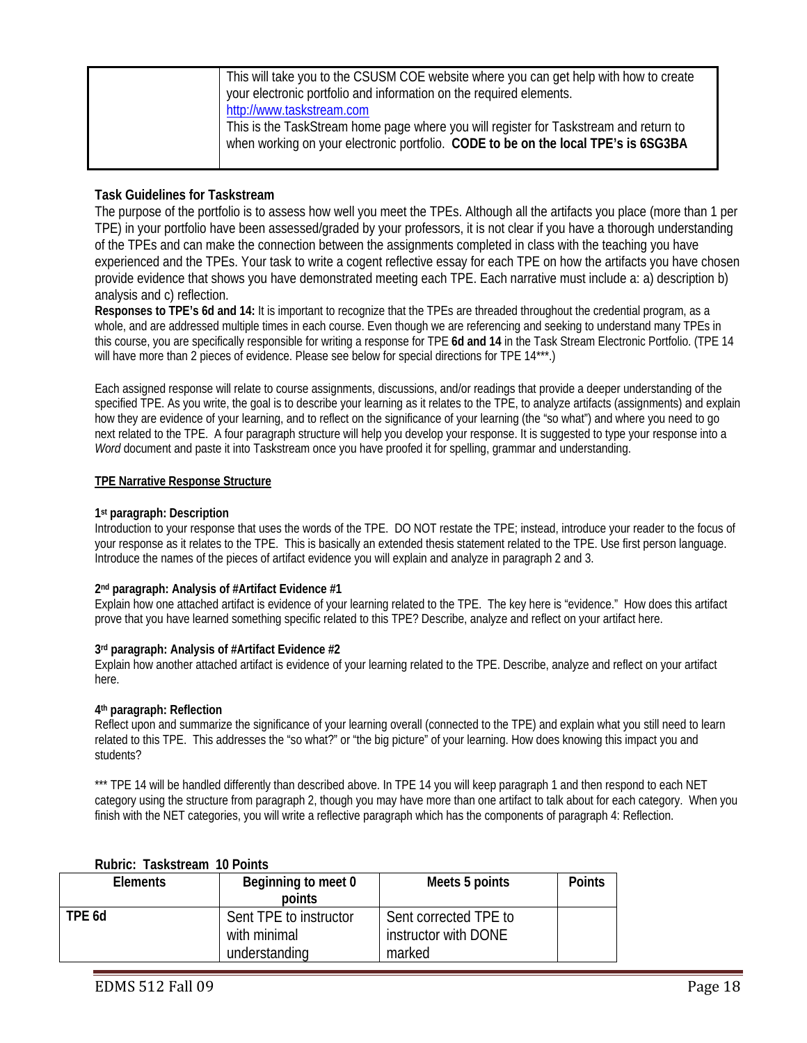|  | This will take you to the CSUSM COE website where you can get help with how to create your electronic portfolio and information on the required elements. http://www.taskstream.com This is the TaskStream home page where you will register for Taskstream and return to when working on your electronic portfolio. **CODE to be on the local TPE's is 6SG3BA** |
|---|---|

### Task Guidelines for Taskstream

The purpose of the portfolio is to assess how well you meet the TPEs. Although all the artifacts you place (more than 1 per TPE) in your portfolio have been assessed/graded by your professors, it is not clear if you have a thorough understanding of the TPEs and can make the connection between the assignments completed in class with the teaching you have experienced and the TPEs. Your task to write a cogent reflective essay for each TPE on how the artifacts you have chosen provide evidence that shows you have demonstrated meeting each TPE. Each narrative must include a: a) description b) analysis and c) reflection.

**Responses to TPE's 6d and 14:** It is important to recognize that the TPEs are threaded throughout the credential program, as a whole, and are addressed multiple times in each course. Even though we are referencing and seeking to understand many TPEs in this course, you are specifically responsible for writing a response for TPE **6d and 14** in the Task Stream Electronic Portfolio. (TPE 14 will have more than 2 pieces of evidence. Please see below for special directions for TPE 14***.)

Each assigned response will relate to course assignments, discussions, and/or readings that provide a deeper understanding of the specified TPE. As you write, the goal is to describe your learning as it relates to the TPE, to analyze artifacts (assignments) and explain how they are evidence of your learning, and to reflect on the significance of your learning (the "so what") and where you need to go next related to the TPE. A four paragraph structure will help you develop your response. It is suggested to type your response into a *Word* document and paste it into Taskstream once you have proofed it for spelling, grammar and understanding.

**<u>TPE Narrative Response Structure</u>**

**1st paragraph: Description**
Introduction to your response that uses the words of the TPE. DO NOT restate the TPE; instead, introduce your reader to the focus of your response as it relates to the TPE. This is basically an extended thesis statement related to the TPE. Use first person language. Introduce the names of the pieces of artifact evidence you will explain and analyze in paragraph 2 and 3.

**2nd paragraph: Analysis of #Artifact Evidence #1**
Explain how one attached artifact is evidence of your learning related to the TPE. The key here is "evidence." How does this artifact prove that you have learned something specific related to this TPE? Describe, analyze and reflect on your artifact here.

**3rd paragraph: Analysis of #Artifact Evidence #2**
Explain how another attached artifact is evidence of your learning related to the TPE. Describe, analyze and reflect on your artifact here.

**4th paragraph: Reflection**
Reflect upon and summarize the significance of your learning overall (connected to the TPE) and explain what you still need to learn related to this TPE. This addresses the "so what?" or "the big picture" of your learning. How does knowing this impact you and students?

*** TPE 14 will be handled differently than described above. In TPE 14 you will keep paragraph 1 and then respond to each NET category using the structure from paragraph 2, though you may have more than one artifact to talk about for each category. When you finish with the NET categories, you will write a reflective paragraph which has the components of paragraph 4: Reflection.

**Rubric: Taskstream 10 Points**

| Elements | Beginning to meet 0 points | Meets 5 points | Points |
|---|---|---|---|
| TPE 6d | Sent TPE to instructor with minimal understanding | Sent corrected TPE to instructor with DONE marked | |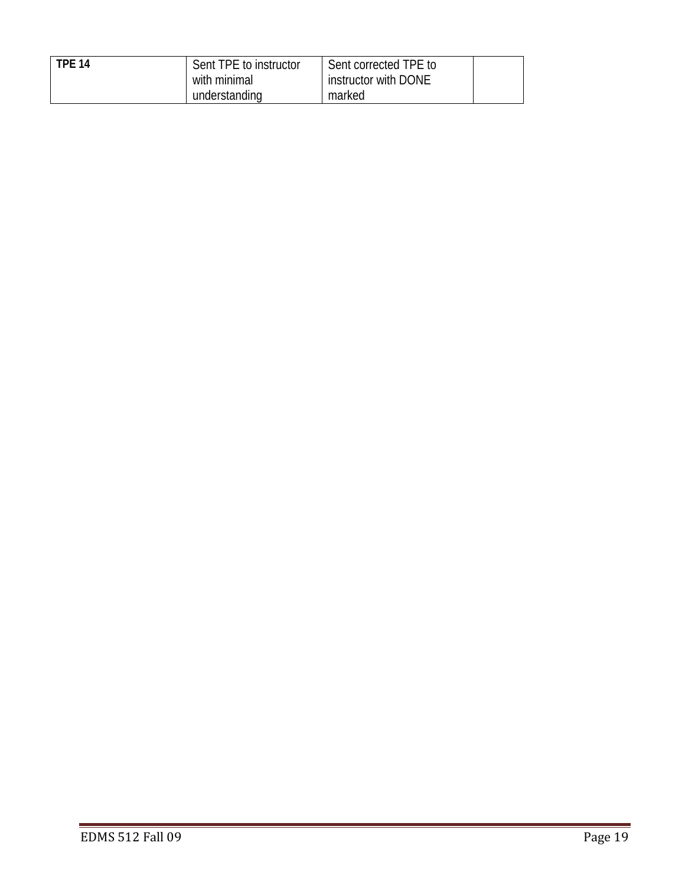| **TPE 14** | Sent TPE to instructor with minimal understanding | Sent corrected TPE to instructor with DONE marked | |
|---|---|---|---|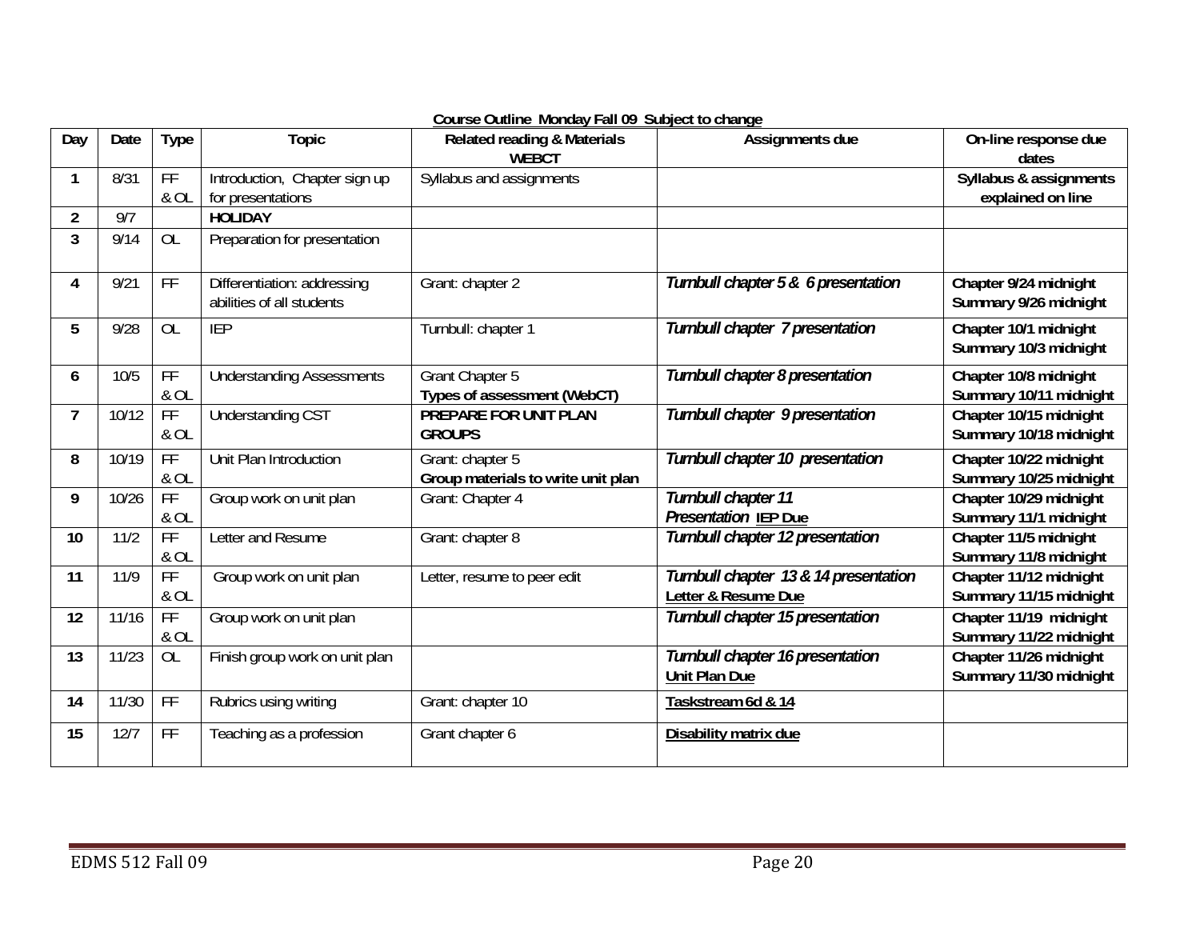**Course Outline Monday Fall 09 Subject to change**

| Day | Date | Type | Topic | Related reading & Materials WEBCT | Assignments due | On-line response due dates |
|---|---|---|---|---|---|---|
| **1** | 8/31 | FF & OL | Introduction, Chapter sign up for presentations | Syllabus and assignments | | **Syllabus & assignments explained on line** |
| **2** | 9/7 | | **HOLIDAY** | | | |
| **3** | 9/14 | OL | Preparation for presentation | | | |
| **4** | 9/21 | FF | Differentiation: addressing abilities of all students | Grant: chapter 2 | ***Turnbull chapter 5 & 6 presentation*** | **Chapter 9/24 midnight Summary 9/26 midnight** |
| **5** | 9/28 | OL | IEP | Turnbull: chapter 1 | ***Turnbull chapter 7 presentation*** | **Chapter 10/1 midnight Summary 10/3 midnight** |
| **6** | 10/5 | FF & OL | Understanding Assessments | Grant Chapter 5 **Types of assessment (WebCT)** | ***Turnbull chapter 8 presentation*** | **Chapter 10/8 midnight Summary 10/11 midnight** |
| **7** | 10/12 | FF & OL | Understanding CST | **PREPARE FOR UNIT PLAN GROUPS** | ***Turnbull chapter 9 presentation*** | **Chapter 10/15 midnight Summary 10/18 midnight** |
| **8** | 10/19 | FF & OL | Unit Plan Introduction | Grant: chapter 5 **Group materials to write unit plan** | ***Turnbull chapter 10 presentation*** | **Chapter 10/22 midnight Summary 10/25 midnight** |
| **9** | 10/26 | FF & OL | Group work on unit plan | Grant: Chapter 4 | ***Turnbull chapter 11 Presentation*** **IEP Due** | **Chapter 10/29 midnight Summary 11/1 midnight** |
| **10** | 11/2 | FF & OL | Letter and Resume | Grant: chapter 8 | ***Turnbull chapter 12 presentation*** | **Chapter 11/5 midnight Summary 11/8 midnight** |
| **11** | 11/9 | FF & OL | Group work on unit plan | Letter, resume to peer edit | ***Turnbull chapter 13 & 14 presentation*** **Letter & Resume Due** | **Chapter 11/12 midnight Summary 11/15 midnight** |
| **12** | 11/16 | FF & OL | Group work on unit plan | | ***Turnbull chapter 15 presentation*** | **Chapter 11/19 midnight Summary 11/22 midnight** |
| **13** | 11/23 | OL | Finish group work on unit plan | | ***Turnbull chapter 16 presentation*** **Unit Plan Due** | **Chapter 11/26 midnight Summary 11/30 midnight** |
| **14** | 11/30 | FF | Rubrics using writing | Grant: chapter 10 | **Taskstream 6d & 14** | |
| **15** | 12/7 | FF | Teaching as a profession | Grant chapter 6 | **Disability matrix due** | |